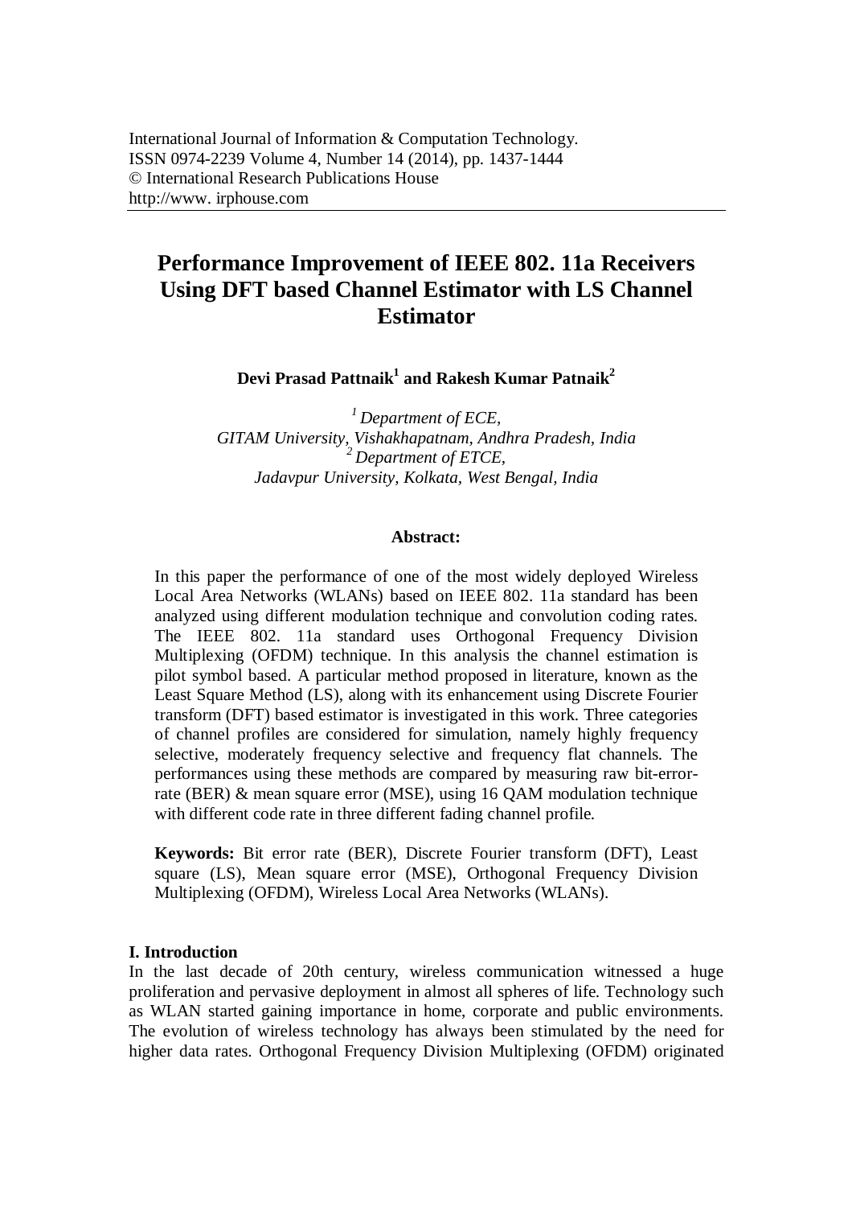International Journal of Information & Computation Technology.
ISSN 0974-2239 Volume 4, Number 14 (2014), pp. 1437-1444
© International Research Publications House
http://www. irphouse.com

# Performance Improvement of IEEE 802. 11a Receivers Using DFT based Channel Estimator with LS Channel Estimator

**Devi Prasad Pattnaik[1] and Rakesh Kumar Patnaik[2]**

*[1] Department of ECE,*
*GITAM University, Vishakhapatnam, Andhra Pradesh, India*
*[2] Department of ETCE,*
*Jadavpur University, Kolkata, West Bengal, India*

**Abstract:**

In this paper the performance of one of the most widely deployed Wireless Local Area Networks (WLANs) based on IEEE 802. 11a standard has been analyzed using different modulation technique and convolution coding rates. The IEEE 802. 11a standard uses Orthogonal Frequency Division Multiplexing (OFDM) technique. In this analysis the channel estimation is pilot symbol based. A particular method proposed in literature, known as the Least Square Method (LS), along with its enhancement using Discrete Fourier transform (DFT) based estimator is investigated in this work. Three categories of channel profiles are considered for simulation, namely highly frequency selective, moderately frequency selective and frequency flat channels. The performances using these methods are compared by measuring raw bit-error-rate (BER) & mean square error (MSE), using 16 QAM modulation technique with different code rate in three different fading channel profile.

**Keywords:** Bit error rate (BER), Discrete Fourier transform (DFT), Least square (LS), Mean square error (MSE), Orthogonal Frequency Division Multiplexing (OFDM), Wireless Local Area Networks (WLANs).

## I. Introduction

In the last decade of 20th century, wireless communication witnessed a huge proliferation and pervasive deployment in almost all spheres of life. Technology such as WLAN started gaining importance in home, corporate and public environments. The evolution of wireless technology has always been stimulated by the need for higher data rates. Orthogonal Frequency Division Multiplexing (OFDM) originated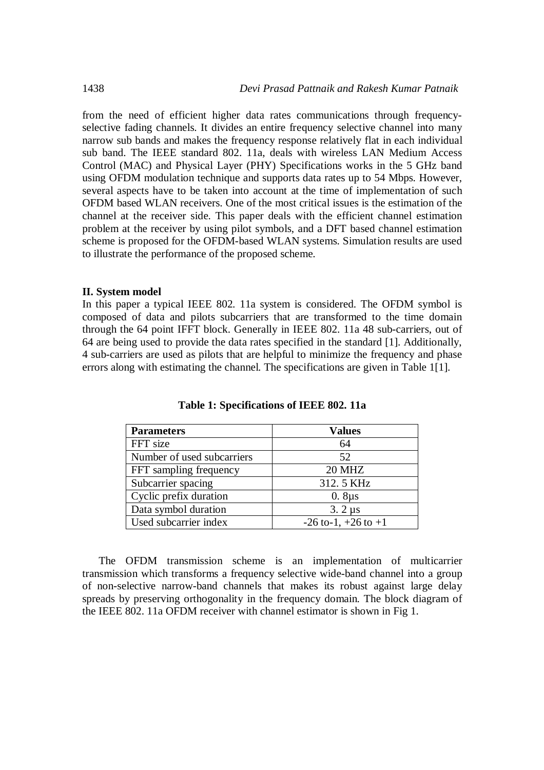from the need of efficient higher data rates communications through frequency-selective fading channels. It divides an entire frequency selective channel into many narrow sub bands and makes the frequency response relatively flat in each individual sub band. The IEEE standard 802. 11a, deals with wireless LAN Medium Access Control (MAC) and Physical Layer (PHY) Specifications works in the 5 GHz band using OFDM modulation technique and supports data rates up to 54 Mbps. However, several aspects have to be taken into account at the time of implementation of such OFDM based WLAN receivers. One of the most critical issues is the estimation of the channel at the receiver side. This paper deals with the efficient channel estimation problem at the receiver by using pilot symbols, and a DFT based channel estimation scheme is proposed for the OFDM-based WLAN systems. Simulation results are used to illustrate the performance of the proposed scheme.

## II. System model

In this paper a typical IEEE 802. 11a system is considered. The OFDM symbol is composed of data and pilots subcarriers that are transformed to the time domain through the 64 point IFFT block. Generally in IEEE 802. 11a 48 sub-carriers, out of 64 are being used to provide the data rates specified in the standard [1]. Additionally, 4 sub-carriers are used as pilots that are helpful to minimize the frequency and phase errors along with estimating the channel. The specifications are given in Table 1[1].

**Table 1: Specifications of IEEE 802. 11a**

| Parameters | Values |
|---|---|
| FFT size | 64 |
| Number of used subcarriers | 52 |
| FFT sampling frequency | 20 MHZ |
| Subcarrier spacing | 312. 5 KHz |
| Cyclic prefix duration | 0. 8μs |
| Data symbol duration | 3. 2 μs |
| Used subcarrier index | -26 to-1, +26 to +1 |

The OFDM transmission scheme is an implementation of multicarrier transmission which transforms a frequency selective wide-band channel into a group of non-selective narrow-band channels that makes its robust against large delay spreads by preserving orthogonality in the frequency domain. The block diagram of the IEEE 802. 11a OFDM receiver with channel estimator is shown in Fig 1.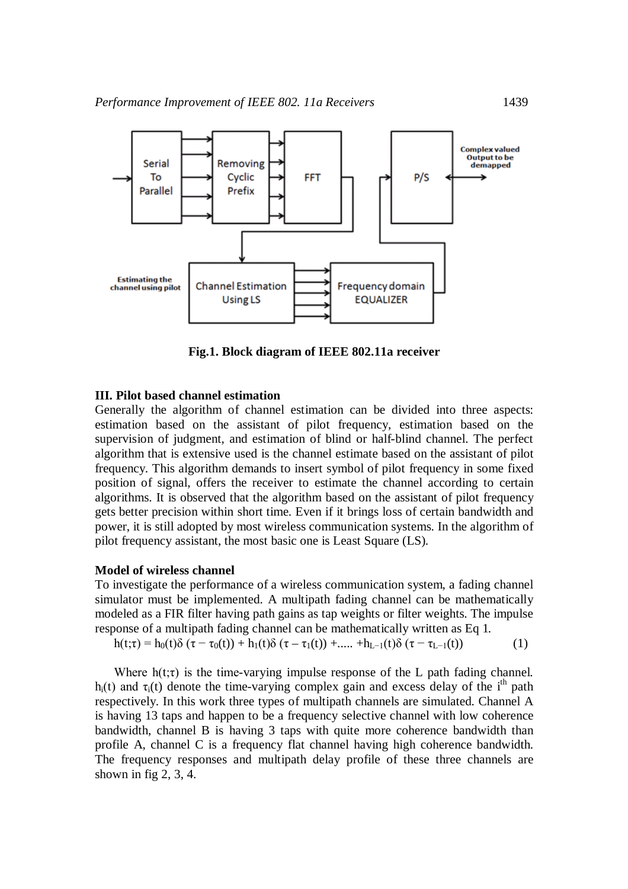Fig.1. Block diagram of IEEE 802.11a receiver

### III. Pilot based channel estimation

Generally the algorithm of channel estimation can be divided into three aspects: estimation based on the assistant of pilot frequency, estimation based on the supervision of judgment, and estimation of blind or half-blind channel. The perfect algorithm that is extensive used is the channel estimate based on the assistant of pilot frequency. This algorithm demands to insert symbol of pilot frequency in some fixed position of signal, offers the receiver to estimate the channel according to certain algorithms. It is observed that the algorithm based on the assistant of pilot frequency gets better precision within short time. Even if it brings loss of certain bandwidth and power, it is still adopted by most wireless communication systems. In the algorithm of pilot frequency assistant, the most basic one is Least Square (LS).

### Model of wireless channel

To investigate the performance of a wireless communication system, a fading channel simulator must be implemented. A multipath fading channel can be mathematically modeled as a FIR filter having path gains as tap weights or filter weights. The impulse response of a multipath fading channel can be mathematically written as Eq 1.

$$h(t;\tau) = h_0(t)\delta(\tau - \tau_0(t)) + h_1(t)\delta(\tau - \tau_1(t)) + \ldots + h_{L-1}(t)\delta(\tau - \tau_{L-1}(t)) \qquad (1)$$

Where $h(t;\tau)$ is the time-varying impulse response of the L path fading channel. $h_i(t)$ and $\tau_i(t)$ denote the time-varying complex gain and excess delay of the $i^{th}$ path respectively. In this work three types of multipath channels are simulated. Channel A is having 13 taps and happen to be a frequency selective channel with low coherence bandwidth, channel B is having 3 taps with quite more coherence bandwidth than profile A, channel C is a frequency flat channel having high coherence bandwidth. The frequency responses and multipath delay profile of these three channels are shown in fig 2, 3, 4.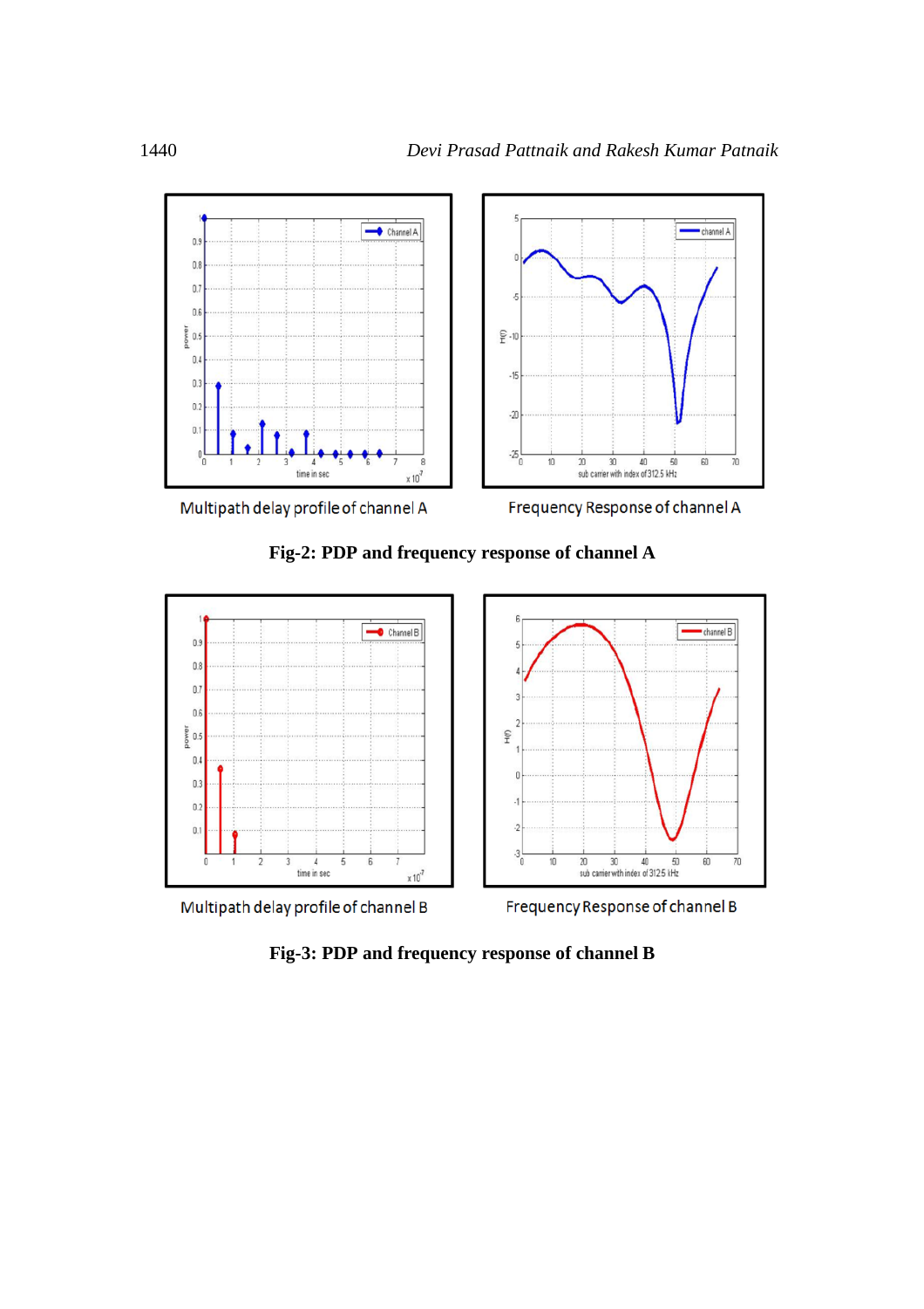Multipath delay profile of channel A

Frequency Response of channel A

**Fig-2: PDP and frequency response of channel A**

Multipath delay profile of channel B

Frequency Response of channel B

**Fig-3: PDP and frequency response of channel B**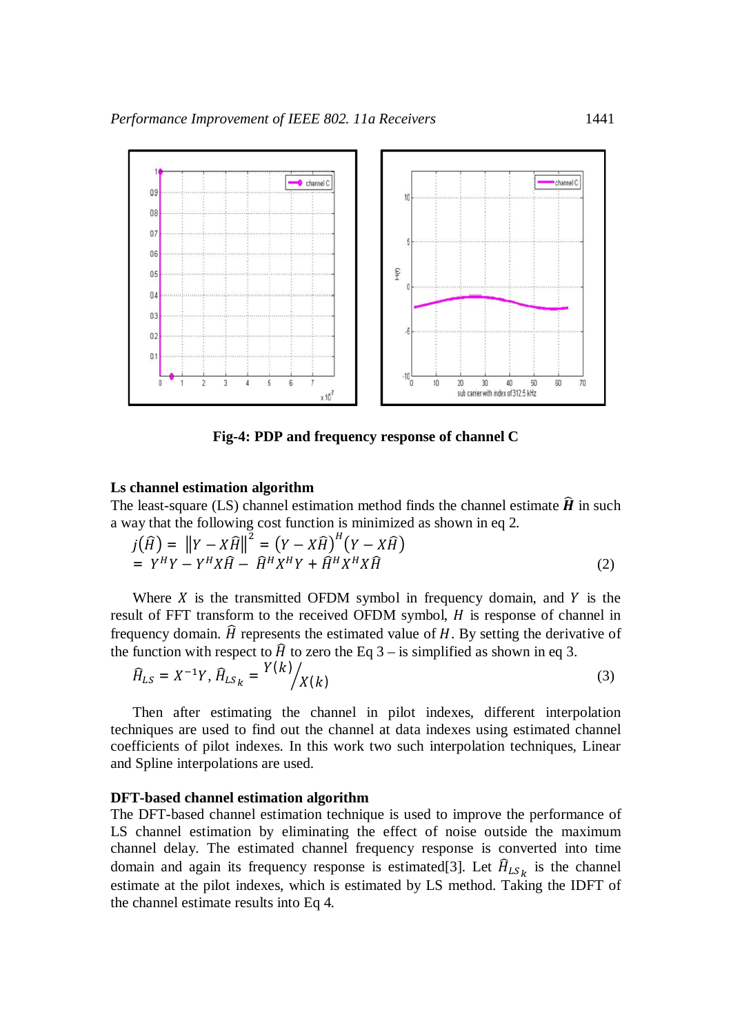Fig-4: PDP and frequency response of channel C

**Ls channel estimation algorithm**

The least-square (LS) channel estimation method finds the channel estimate $\widehat{\boldsymbol{H}}$ in such a way that the following cost function is minimized as shown in eq 2.

$$j(\widehat{H}) = \|Y - X\widehat{H}\|^2 = (Y - X\widehat{H})^H(Y - X\widehat{H})$$
$$= Y^HY - Y^HX\widehat{H} - \widehat{H}^HX^HY + \widehat{H}^HX^HX\widehat{H} \quad (2)$$

Where $X$ is the transmitted OFDM symbol in frequency domain, and $Y$ is the result of FFT transform to the received OFDM symbol, $H$ is response of channel in frequency domain. $\widehat{H}$ represents the estimated value of $H$. By setting the derivative of the function with respect to $\widehat{H}$ to zero the Eq 3 – is simplified as shown in eq 3.

$$\widehat{H}_{LS} = X^{-1}Y, \widehat{H}_{LS_k} = {}^{Y(k)}\!/_{X(k)} \quad (3)$$

Then after estimating the channel in pilot indexes, different interpolation techniques are used to find out the channel at data indexes using estimated channel coefficients of pilot indexes. In this work two such interpolation techniques, Linear and Spline interpolations are used.

**DFT-based channel estimation algorithm**

The DFT-based channel estimation technique is used to improve the performance of LS channel estimation by eliminating the effect of noise outside the maximum channel delay. The estimated channel frequency response is converted into time domain and again its frequency response is estimated[3]. Let $\widehat{H}_{LS_k}$ is the channel estimate at the pilot indexes, which is estimated by LS method. Taking the IDFT of the channel estimate results into Eq 4.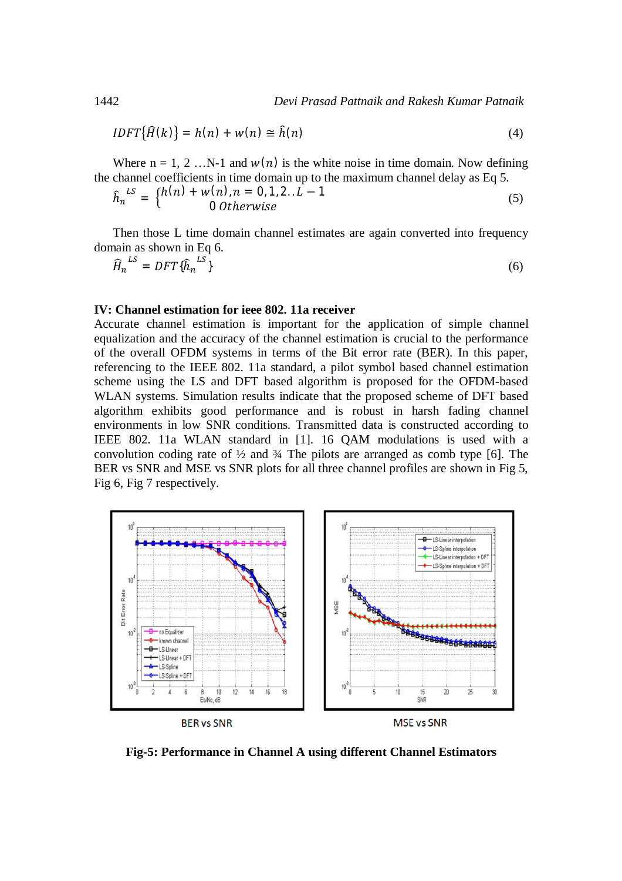$$IDFT\{\hat{H}(k)\} = h(n) + w(n) \cong \hat{h}(n) \quad (4)$$

Where n = 1, 2 …N-1 and $w(n)$ is the white noise in time domain. Now defining the channel coefficients in time domain up to the maximum channel delay as Eq 5.

$$\hat{h}_n^{\ LS} = \begin{cases} h(n) + w(n), n = 0,1,2..L-1 \\ 0 \ Otherwise \end{cases} \quad (5)$$

Then those L time domain channel estimates are again converted into frequency domain as shown in Eq 6.

$$\hat{H}_n^{\ LS} = DFT\{\hat{h}_n^{\ LS}\} \quad (6)$$

## IV: Channel estimation for ieee 802. 11a receiver

Accurate channel estimation is important for the application of simple channel equalization and the accuracy of the channel estimation is crucial to the performance of the overall OFDM systems in terms of the Bit error rate (BER). In this paper, referencing to the IEEE 802. 11a standard, a pilot symbol based channel estimation scheme using the LS and DFT based algorithm is proposed for the OFDM-based WLAN systems. Simulation results indicate that the proposed scheme of DFT based algorithm exhibits good performance and is robust in harsh fading channel environments in low SNR conditions. Transmitted data is constructed according to IEEE 802. 11a WLAN standard in [1]. 16 QAM modulations is used with a convolution coding rate of ½ and ¾ The pilots are arranged as comb type [6]. The BER vs SNR and MSE vs SNR plots for all three channel profiles are shown in Fig 5, Fig 6, Fig 7 respectively.

BER vs SNR

MSE vs SNR

**Fig-5: Performance in Channel A using different Channel Estimators**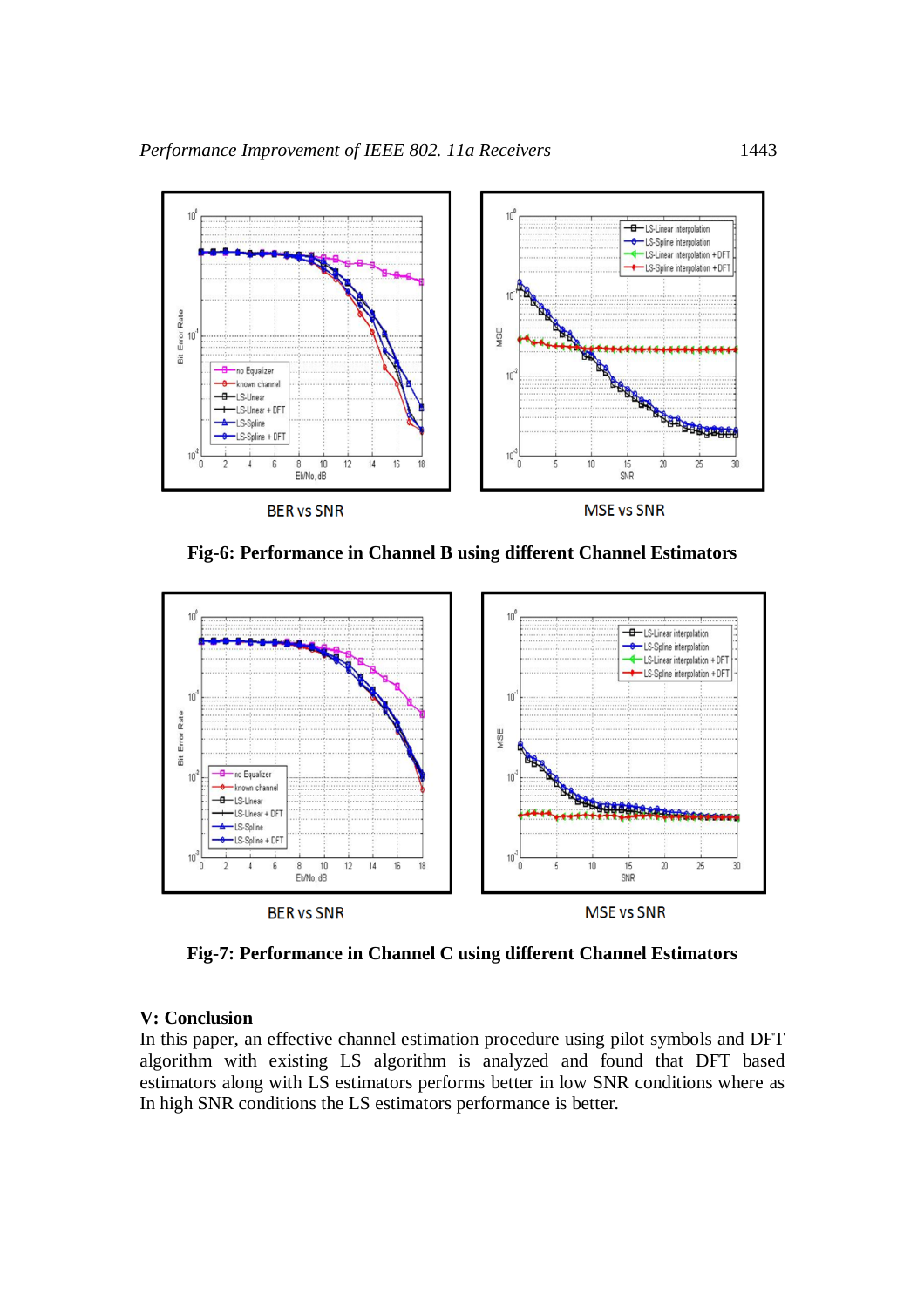BER vs SNR

MSE vs SNR

**Fig-6: Performance in Channel B using different Channel Estimators**

BER vs SNR

MSE vs SNR

**Fig-7: Performance in Channel C using different Channel Estimators**

## V: Conclusion

In this paper, an effective channel estimation procedure using pilot symbols and DFT algorithm with existing LS algorithm is analyzed and found that DFT based estimators along with LS estimators performs better in low SNR conditions where as In high SNR conditions the LS estimators performance is better.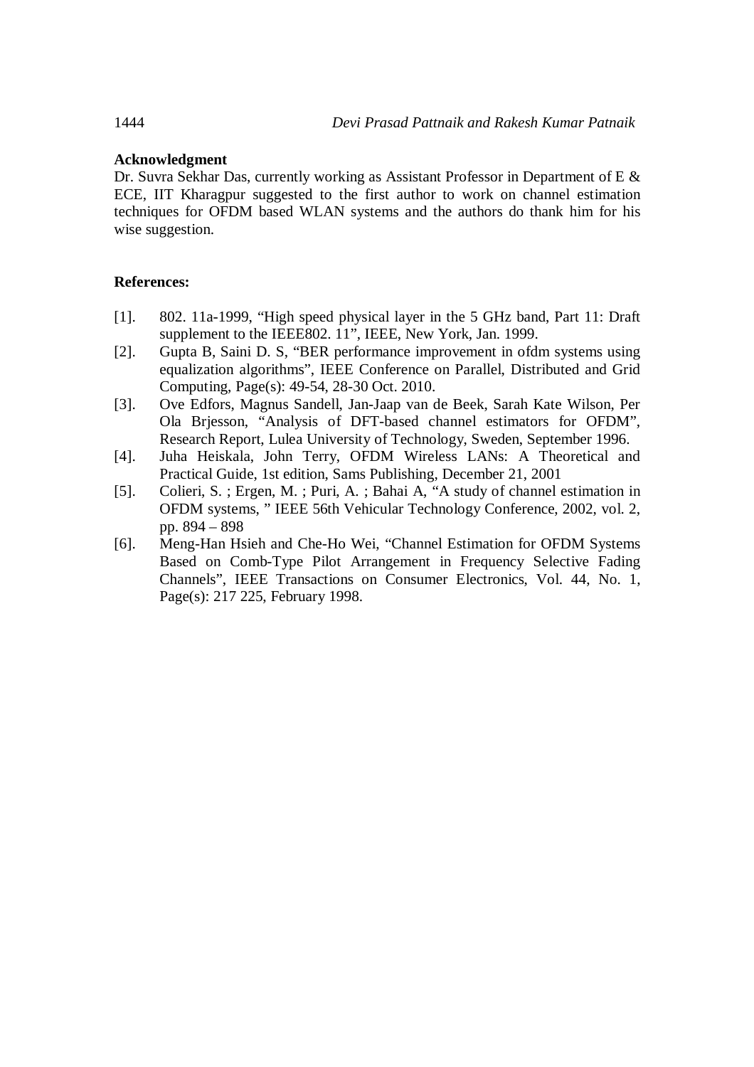## Acknowledgment

Dr. Suvra Sekhar Das, currently working as Assistant Professor in Department of E & ECE, IIT Kharagpur suggested to the first author to work on channel estimation techniques for OFDM based WLAN systems and the authors do thank him for his wise suggestion.

## References:

[1]. 802. 11a-1999, "High speed physical layer in the 5 GHz band, Part 11: Draft supplement to the IEEE802. 11", IEEE, New York, Jan. 1999.

[2]. Gupta B, Saini D. S, "BER performance improvement in ofdm systems using equalization algorithms", IEEE Conference on Parallel, Distributed and Grid Computing, Page(s): 49-54, 28-30 Oct. 2010.

[3]. Ove Edfors, Magnus Sandell, Jan-Jaap van de Beek, Sarah Kate Wilson, Per Ola Brjesson, "Analysis of DFT-based channel estimators for OFDM", Research Report, Lulea University of Technology, Sweden, September 1996.

[4]. Juha Heiskala, John Terry, OFDM Wireless LANs: A Theoretical and Practical Guide, 1st edition, Sams Publishing, December 21, 2001

[5]. Colieri, S. ; Ergen, M. ; Puri, A. ; Bahai A, "A study of channel estimation in OFDM systems, " IEEE 56th Vehicular Technology Conference, 2002, vol. 2, pp. 894 – 898

[6]. Meng-Han Hsieh and Che-Ho Wei, "Channel Estimation for OFDM Systems Based on Comb-Type Pilot Arrangement in Frequency Selective Fading Channels", IEEE Transactions on Consumer Electronics, Vol. 44, No. 1, Page(s): 217 225, February 1998.